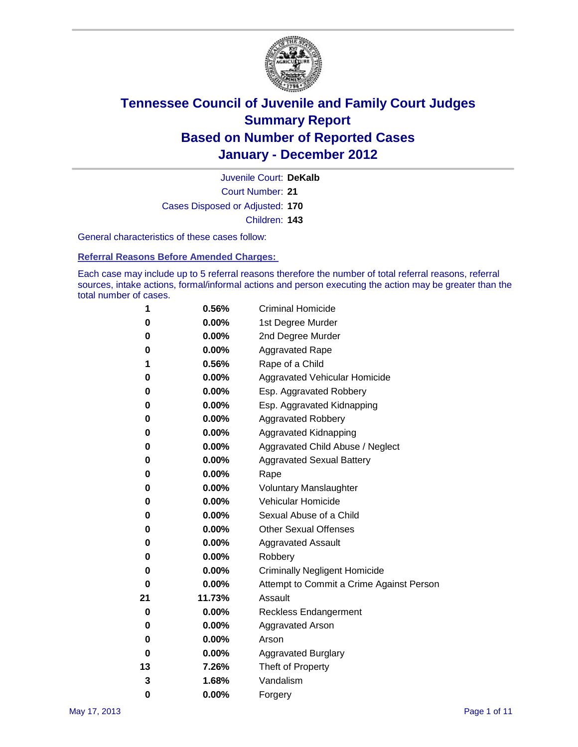# Tennessee Council of Juvenile and Family Court Judges
## Summary Report
## Based on Number of Reported Cases
## January - December 2012

Juvenile Court: **DeKalb**
Court Number: **21**
Cases Disposed or Adjusted: **170**
Children: **143**

General characteristics of these cases follow:

### Referral Reasons Before Amended Charges:

Each case may include up to 5 referral reasons therefore the number of total referral reasons, referral sources, intake actions, formal/informal actions and person executing the action may be greater than the total number of cases.

| Count | Percent | Referral Reason |
|---|---|---|
| 1 | 0.56% | Criminal Homicide |
| 0 | 0.00% | 1st Degree Murder |
| 0 | 0.00% | 2nd Degree Murder |
| 0 | 0.00% | Aggravated Rape |
| 1 | 0.56% | Rape of a Child |
| 0 | 0.00% | Aggravated Vehicular Homicide |
| 0 | 0.00% | Esp. Aggravated Robbery |
| 0 | 0.00% | Esp. Aggravated Kidnapping |
| 0 | 0.00% | Aggravated Robbery |
| 0 | 0.00% | Aggravated Kidnapping |
| 0 | 0.00% | Aggravated Child Abuse / Neglect |
| 0 | 0.00% | Aggravated Sexual Battery |
| 0 | 0.00% | Rape |
| 0 | 0.00% | Voluntary Manslaughter |
| 0 | 0.00% | Vehicular Homicide |
| 0 | 0.00% | Sexual Abuse of a Child |
| 0 | 0.00% | Other Sexual Offenses |
| 0 | 0.00% | Aggravated Assault |
| 0 | 0.00% | Robbery |
| 0 | 0.00% | Criminally Negligent Homicide |
| 0 | 0.00% | Attempt to Commit a Crime Against Person |
| 21 | 11.73% | Assault |
| 0 | 0.00% | Reckless Endangerment |
| 0 | 0.00% | Aggravated Arson |
| 0 | 0.00% | Arson |
| 0 | 0.00% | Aggravated Burglary |
| 13 | 7.26% | Theft of Property |
| 3 | 1.68% | Vandalism |
| 0 | 0.00% | Forgery |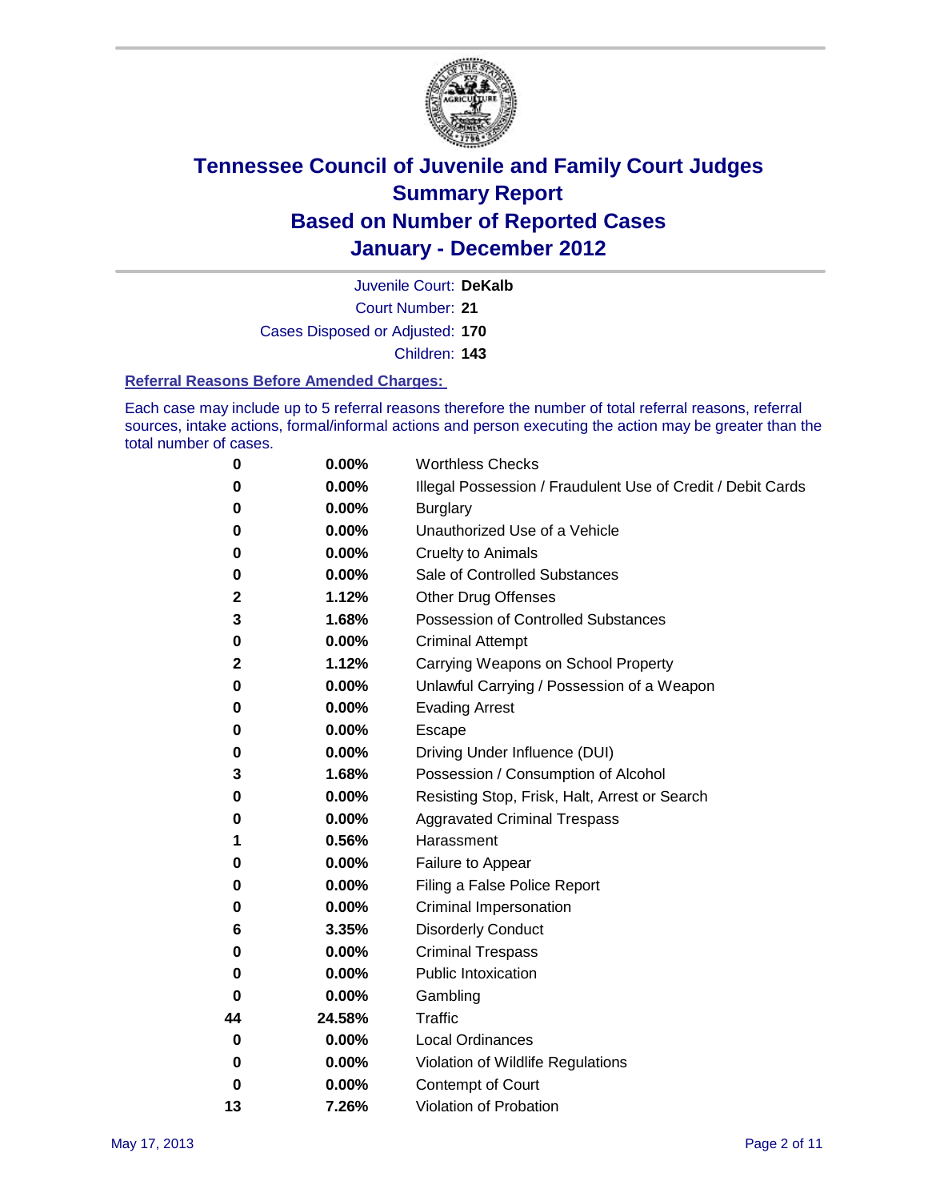# Tennessee Council of Juvenile and Family Court Judges
# Summary Report
# Based on Number of Reported Cases
# January - December 2012

Juvenile Court: **DeKalb**
Court Number: **21**
Cases Disposed or Adjusted: **170**
Children: **143**

### Referral Reasons Before Amended Charges:

Each case may include up to 5 referral reasons therefore the number of total referral reasons, referral sources, intake actions, formal/informal actions and person executing the action may be greater than the total number of cases.

| Count | Percent | Referral Reason |
|---|---|---|
| 0 | 0.00% | Worthless Checks |
| 0 | 0.00% | Illegal Possession / Fraudulent Use of Credit / Debit Cards |
| 0 | 0.00% | Burglary |
| 0 | 0.00% | Unauthorized Use of a Vehicle |
| 0 | 0.00% | Cruelty to Animals |
| 0 | 0.00% | Sale of Controlled Substances |
| 2 | 1.12% | Other Drug Offenses |
| 3 | 1.68% | Possession of Controlled Substances |
| 0 | 0.00% | Criminal Attempt |
| 2 | 1.12% | Carrying Weapons on School Property |
| 0 | 0.00% | Unlawful Carrying / Possession of a Weapon |
| 0 | 0.00% | Evading Arrest |
| 0 | 0.00% | Escape |
| 0 | 0.00% | Driving Under Influence (DUI) |
| 3 | 1.68% | Possession / Consumption of Alcohol |
| 0 | 0.00% | Resisting Stop, Frisk, Halt, Arrest or Search |
| 0 | 0.00% | Aggravated Criminal Trespass |
| 1 | 0.56% | Harassment |
| 0 | 0.00% | Failure to Appear |
| 0 | 0.00% | Filing a False Police Report |
| 0 | 0.00% | Criminal Impersonation |
| 6 | 3.35% | Disorderly Conduct |
| 0 | 0.00% | Criminal Trespass |
| 0 | 0.00% | Public Intoxication |
| 0 | 0.00% | Gambling |
| 44 | 24.58% | Traffic |
| 0 | 0.00% | Local Ordinances |
| 0 | 0.00% | Violation of Wildlife Regulations |
| 0 | 0.00% | Contempt of Court |
| 13 | 7.26% | Violation of Probation |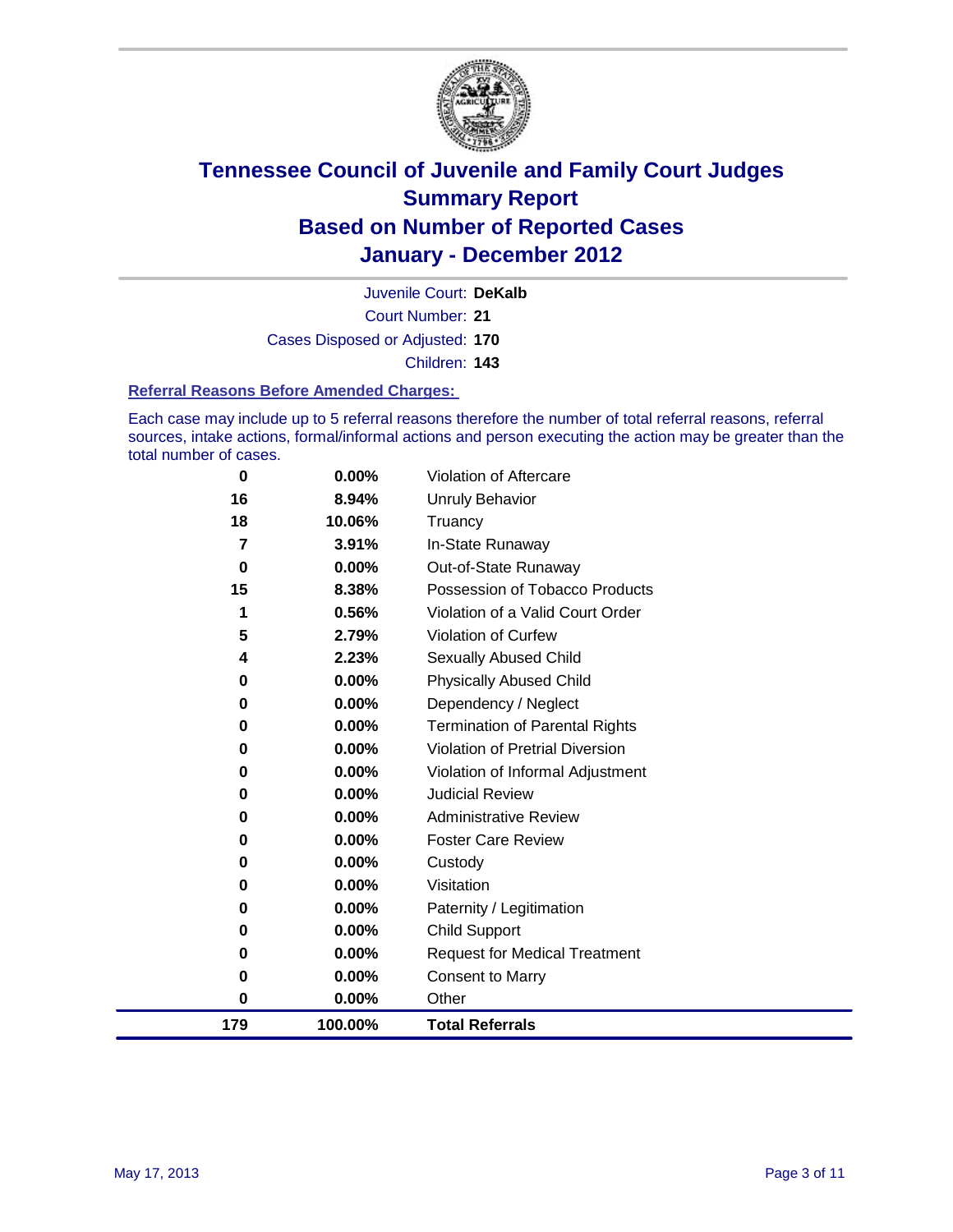# Tennessee Council of Juvenile and Family Court Judges
## Summary Report
## Based on Number of Reported Cases
## January - December 2012

Juvenile Court: **DeKalb**

Court Number: **21**

Cases Disposed or Adjusted: **170**

Children: **143**

### Referral Reasons Before Amended Charges:

Each case may include up to 5 referral reasons therefore the number of total referral reasons, referral sources, intake actions, formal/informal actions and person executing the action may be greater than the total number of cases.

| Count | Percent | Referral Reason |
|---|---|---|
| 0 | 0.00% | Violation of Aftercare |
| 16 | 8.94% | Unruly Behavior |
| 18 | 10.06% | Truancy |
| 7 | 3.91% | In-State Runaway |
| 0 | 0.00% | Out-of-State Runaway |
| 15 | 8.38% | Possession of Tobacco Products |
| 1 | 0.56% | Violation of a Valid Court Order |
| 5 | 2.79% | Violation of Curfew |
| 4 | 2.23% | Sexually Abused Child |
| 0 | 0.00% | Physically Abused Child |
| 0 | 0.00% | Dependency / Neglect |
| 0 | 0.00% | Termination of Parental Rights |
| 0 | 0.00% | Violation of Pretrial Diversion |
| 0 | 0.00% | Violation of Informal Adjustment |
| 0 | 0.00% | Judicial Review |
| 0 | 0.00% | Administrative Review |
| 0 | 0.00% | Foster Care Review |
| 0 | 0.00% | Custody |
| 0 | 0.00% | Visitation |
| 0 | 0.00% | Paternity / Legitimation |
| 0 | 0.00% | Child Support |
| 0 | 0.00% | Request for Medical Treatment |
| 0 | 0.00% | Consent to Marry |
| 0 | 0.00% | Other |
| **179** | **100.00%** | **Total Referrals** |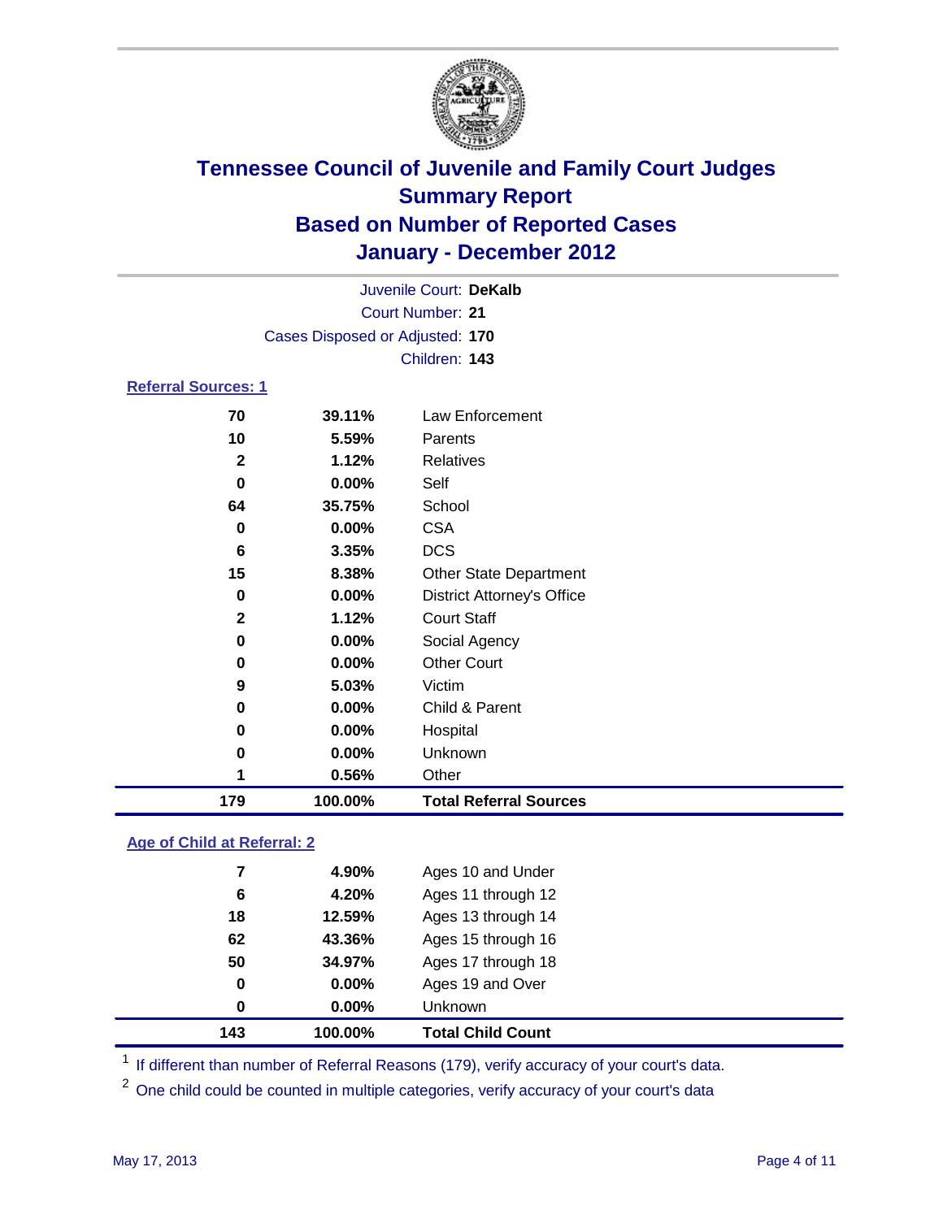# Tennessee Council of Juvenile and Family Court Judges
## Summary Report
## Based on Number of Reported Cases
## January - December 2012

Juvenile Court: **DeKalb**

Court Number: **21**

Cases Disposed or Adjusted: **170**

Children: **143**

### Referral Sources: 1

| | | |
|---|---|---|
| 70 | 39.11% | Law Enforcement |
| 10 | 5.59% | Parents |
| 2 | 1.12% | Relatives |
| 0 | 0.00% | Self |
| 64 | 35.75% | School |
| 0 | 0.00% | CSA |
| 6 | 3.35% | DCS |
| 15 | 8.38% | Other State Department |
| 0 | 0.00% | District Attorney's Office |
| 2 | 1.12% | Court Staff |
| 0 | 0.00% | Social Agency |
| 0 | 0.00% | Other Court |
| 9 | 5.03% | Victim |
| 0 | 0.00% | Child & Parent |
| 0 | 0.00% | Hospital |
| 0 | 0.00% | Unknown |
| 1 | 0.56% | Other |
| **179** | **100.00%** | **Total Referral Sources** |

### Age of Child at Referral: 2

| | | |
|---|---|---|
| 7 | 4.90% | Ages 10 and Under |
| 6 | 4.20% | Ages 11 through 12 |
| 18 | 12.59% | Ages 13 through 14 |
| 62 | 43.36% | Ages 15 through 16 |
| 50 | 34.97% | Ages 17 through 18 |
| 0 | 0.00% | Ages 19 and Over |
| 0 | 0.00% | Unknown |
| **143** | **100.00%** | **Total Child Count** |

[1] If different than number of Referral Reasons (179), verify accuracy of your court's data.

[2] One child could be counted in multiple categories, verify accuracy of your court's data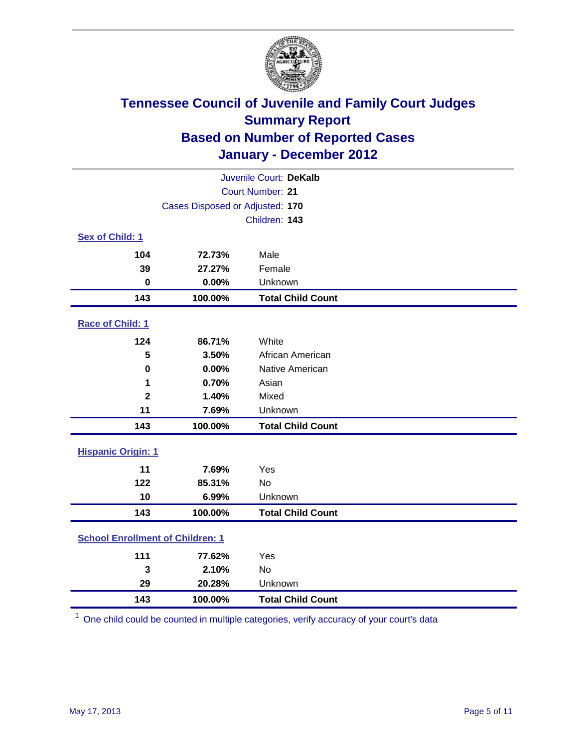# Tennessee Council of Juvenile and Family Court Judges
## Summary Report
## Based on Number of Reported Cases
## January - December 2012

Juvenile Court: **DeKalb**
Court Number: **21**
Cases Disposed or Adjusted: **170**
Children: **143**

### Sex of Child: 1

| | | |
|---|---|---|
| **104** | **72.73%** | Male |
| **39** | **27.27%** | Female |
| **0** | **0.00%** | Unknown |
| **143** | **100.00%** | **Total Child Count** |

### Race of Child: 1

| | | |
|---|---|---|
| **124** | **86.71%** | White |
| **5** | **3.50%** | African American |
| **0** | **0.00%** | Native American |
| **1** | **0.70%** | Asian |
| **2** | **1.40%** | Mixed |
| **11** | **7.69%** | Unknown |
| **143** | **100.00%** | **Total Child Count** |

### Hispanic Origin: 1

| | | |
|---|---|---|
| **11** | **7.69%** | Yes |
| **122** | **85.31%** | No |
| **10** | **6.99%** | Unknown |
| **143** | **100.00%** | **Total Child Count** |

### School Enrollment of Children: 1

| | | |
|---|---|---|
| **111** | **77.62%** | Yes |
| **3** | **2.10%** | No |
| **29** | **20.28%** | Unknown |
| **143** | **100.00%** | **Total Child Count** |

[1] One child could be counted in multiple categories, verify accuracy of your court's data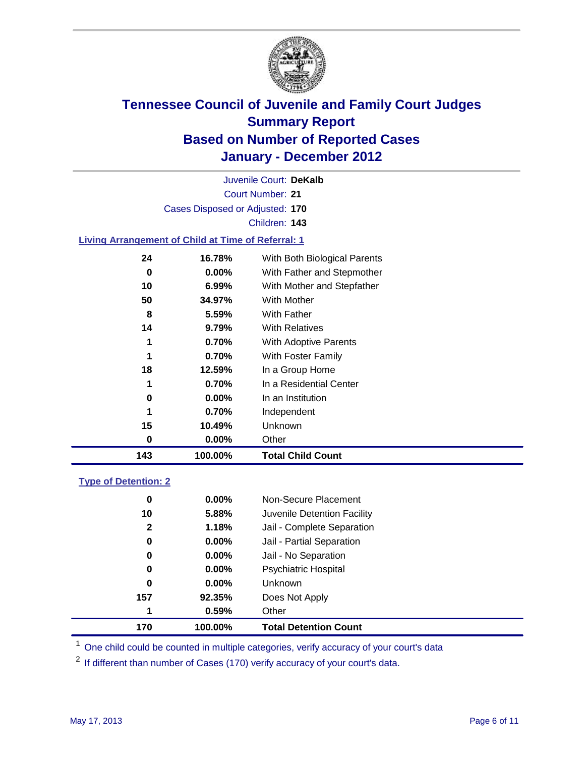# Tennessee Council of Juvenile and Family Court Judges
## Summary Report
## Based on Number of Reported Cases
## January - December 2012

Juvenile Court: **DeKalb**
Court Number: **21**
Cases Disposed or Adjusted: **170**
Children: **143**

### Living Arrangement of Child at Time of Referral: 1

| Count | Percent | Category |
|---|---|---|
| 24 | 16.78% | With Both Biological Parents |
| 0 | 0.00% | With Father and Stepmother |
| 10 | 6.99% | With Mother and Stepfather |
| 50 | 34.97% | With Mother |
| 8 | 5.59% | With Father |
| 14 | 9.79% | With Relatives |
| 1 | 0.70% | With Adoptive Parents |
| 1 | 0.70% | With Foster Family |
| 18 | 12.59% | In a Group Home |
| 1 | 0.70% | In a Residential Center |
| 0 | 0.00% | In an Institution |
| 1 | 0.70% | Independent |
| 15 | 10.49% | Unknown |
| 0 | 0.00% | Other |
| **143** | **100.00%** | **Total Child Count** |

### Type of Detention: 2

| Count | Percent | Category |
|---|---|---|
| 0 | 0.00% | Non-Secure Placement |
| 10 | 5.88% | Juvenile Detention Facility |
| 2 | 1.18% | Jail - Complete Separation |
| 0 | 0.00% | Jail - Partial Separation |
| 0 | 0.00% | Jail - No Separation |
| 0 | 0.00% | Psychiatric Hospital |
| 0 | 0.00% | Unknown |
| 157 | 92.35% | Does Not Apply |
| 1 | 0.59% | Other |
| **170** | **100.00%** | **Total Detention Count** |

[1] One child could be counted in multiple categories, verify accuracy of your court's data

[2] If different than number of Cases (170) verify accuracy of your court's data.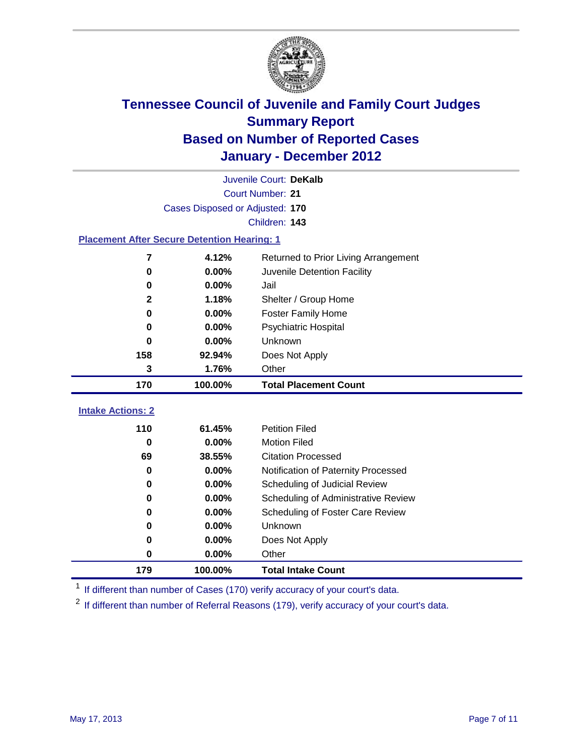# Tennessee Council of Juvenile and Family Court Judges
## Summary Report
## Based on Number of Reported Cases
## January - December 2012

Juvenile Court: **DeKalb**

Court Number: **21**

Cases Disposed or Adjusted: **170**

Children: **143**

### Placement After Secure Detention Hearing: 1

| Count | Percent | Placement |
|---|---|---|
| 7 | 4.12% | Returned to Prior Living Arrangement |
| 0 | 0.00% | Juvenile Detention Facility |
| 0 | 0.00% | Jail |
| 2 | 1.18% | Shelter / Group Home |
| 0 | 0.00% | Foster Family Home |
| 0 | 0.00% | Psychiatric Hospital |
| 0 | 0.00% | Unknown |
| 158 | 92.94% | Does Not Apply |
| 3 | 1.76% | Other |
| **170** | **100.00%** | **Total Placement Count** |

### Intake Actions: 2

| Count | Percent | Intake Action |
|---|---|---|
| 110 | 61.45% | Petition Filed |
| 0 | 0.00% | Motion Filed |
| 69 | 38.55% | Citation Processed |
| 0 | 0.00% | Notification of Paternity Processed |
| 0 | 0.00% | Scheduling of Judicial Review |
| 0 | 0.00% | Scheduling of Administrative Review |
| 0 | 0.00% | Scheduling of Foster Care Review |
| 0 | 0.00% | Unknown |
| 0 | 0.00% | Does Not Apply |
| 0 | 0.00% | Other |
| **179** | **100.00%** | **Total Intake Count** |

[1] If different than number of Cases (170) verify accuracy of your court's data.

[2] If different than number of Referral Reasons (179), verify accuracy of your court's data.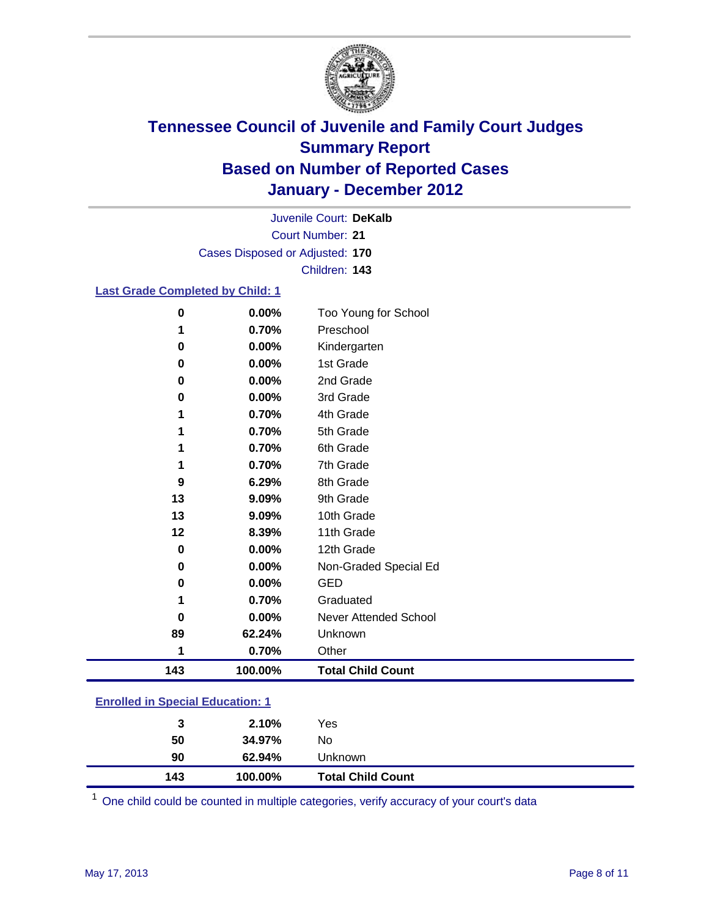# Tennessee Council of Juvenile and Family Court Judges
## Summary Report
## Based on Number of Reported Cases
## January - December 2012

Juvenile Court: **DeKalb**
Court Number: **21**
Cases Disposed or Adjusted: **170**
Children: **143**

### Last Grade Completed by Child: 1

| Count | Percent | Category |
|---|---|---|
| 0 | 0.00% | Too Young for School |
| 1 | 0.70% | Preschool |
| 0 | 0.00% | Kindergarten |
| 0 | 0.00% | 1st Grade |
| 0 | 0.00% | 2nd Grade |
| 0 | 0.00% | 3rd Grade |
| 1 | 0.70% | 4th Grade |
| 1 | 0.70% | 5th Grade |
| 1 | 0.70% | 6th Grade |
| 1 | 0.70% | 7th Grade |
| 9 | 6.29% | 8th Grade |
| 13 | 9.09% | 9th Grade |
| 13 | 9.09% | 10th Grade |
| 12 | 8.39% | 11th Grade |
| 0 | 0.00% | 12th Grade |
| 0 | 0.00% | Non-Graded Special Ed |
| 0 | 0.00% | GED |
| 1 | 0.70% | Graduated |
| 0 | 0.00% | Never Attended School |
| 89 | 62.24% | Unknown |
| 1 | 0.70% | Other |
| **143** | **100.00%** | **Total Child Count** |

### Enrolled in Special Education: 1

| Count | Percent | Category |
|---|---|---|
| 3 | 2.10% | Yes |
| 50 | 34.97% | No |
| 90 | 62.94% | Unknown |
| **143** | **100.00%** | **Total Child Count** |

[1] One child could be counted in multiple categories, verify accuracy of your court's data

May 17, 2013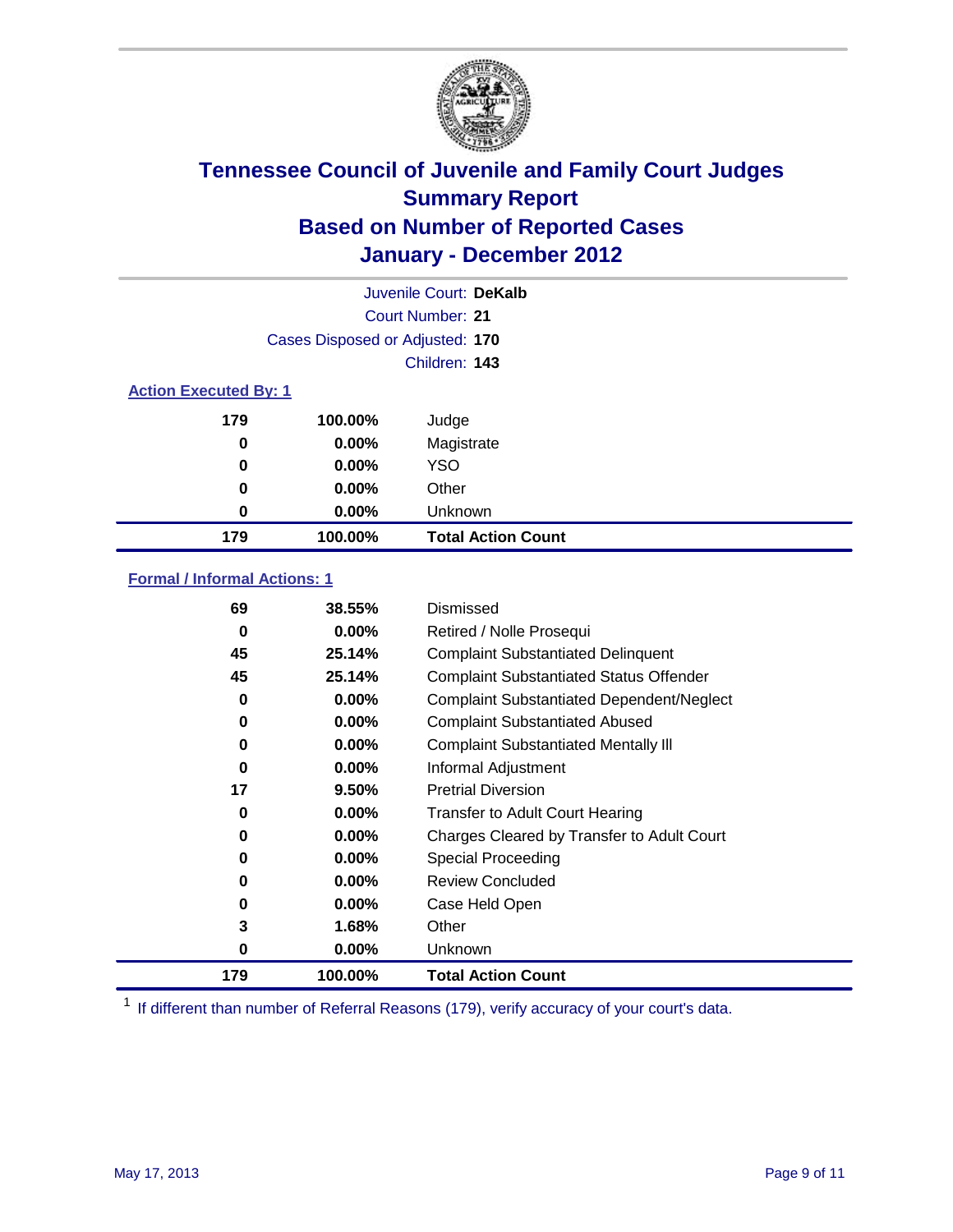# Tennessee Council of Juvenile and Family Court Judges
## Summary Report
## Based on Number of Reported Cases
## January - December 2012

Juvenile Court: **DeKalb**

Court Number: **21**

Cases Disposed or Adjusted: **170**

Children: **143**

### Action Executed By: 1

| | | |
|---|---|---|
| 179 | 100.00% | Judge |
| 0 | 0.00% | Magistrate |
| 0 | 0.00% | YSO |
| 0 | 0.00% | Other |
| 0 | 0.00% | Unknown |
| **179** | **100.00%** | **Total Action Count** |

### Formal / Informal Actions: 1

| | | |
|---|---|---|
| 69 | 38.55% | Dismissed |
| 0 | 0.00% | Retired / Nolle Prosequi |
| 45 | 25.14% | Complaint Substantiated Delinquent |
| 45 | 25.14% | Complaint Substantiated Status Offender |
| 0 | 0.00% | Complaint Substantiated Dependent/Neglect |
| 0 | 0.00% | Complaint Substantiated Abused |
| 0 | 0.00% | Complaint Substantiated Mentally Ill |
| 0 | 0.00% | Informal Adjustment |
| 17 | 9.50% | Pretrial Diversion |
| 0 | 0.00% | Transfer to Adult Court Hearing |
| 0 | 0.00% | Charges Cleared by Transfer to Adult Court |
| 0 | 0.00% | Special Proceeding |
| 0 | 0.00% | Review Concluded |
| 0 | 0.00% | Case Held Open |
| 3 | 1.68% | Other |
| 0 | 0.00% | Unknown |
| **179** | **100.00%** | **Total Action Count** |

[1] If different than number of Referral Reasons (179), verify accuracy of your court's data.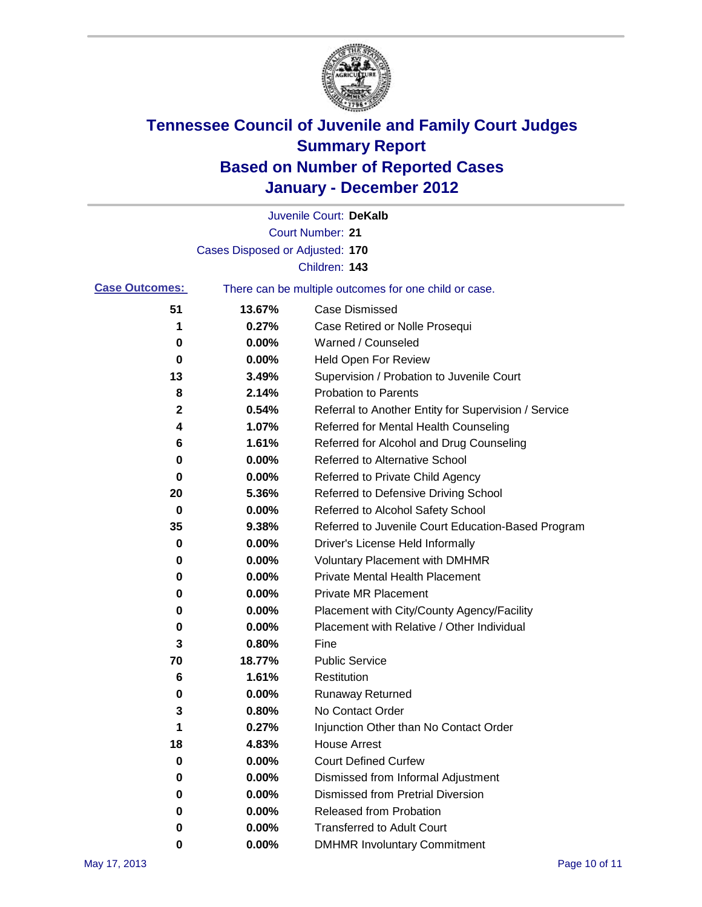# Tennessee Council of Juvenile and Family Court Judges
## Summary Report
## Based on Number of Reported Cases
## January - December 2012

Juvenile Court: **DeKalb**
Court Number: **21**
Cases Disposed or Adjusted: **170**
Children: **143**

**Case Outcomes:** There can be multiple outcomes for one child or case.

| Count | Percent | Outcome |
|---|---|---|
| 51 | 13.67% | Case Dismissed |
| 1 | 0.27% | Case Retired or Nolle Prosequi |
| 0 | 0.00% | Warned / Counseled |
| 0 | 0.00% | Held Open For Review |
| 13 | 3.49% | Supervision / Probation to Juvenile Court |
| 8 | 2.14% | Probation to Parents |
| 2 | 0.54% | Referral to Another Entity for Supervision / Service |
| 4 | 1.07% | Referred for Mental Health Counseling |
| 6 | 1.61% | Referred for Alcohol and Drug Counseling |
| 0 | 0.00% | Referred to Alternative School |
| 0 | 0.00% | Referred to Private Child Agency |
| 20 | 5.36% | Referred to Defensive Driving School |
| 0 | 0.00% | Referred to Alcohol Safety School |
| 35 | 9.38% | Referred to Juvenile Court Education-Based Program |
| 0 | 0.00% | Driver's License Held Informally |
| 0 | 0.00% | Voluntary Placement with DMHMR |
| 0 | 0.00% | Private Mental Health Placement |
| 0 | 0.00% | Private MR Placement |
| 0 | 0.00% | Placement with City/County Agency/Facility |
| 0 | 0.00% | Placement with Relative / Other Individual |
| 3 | 0.80% | Fine |
| 70 | 18.77% | Public Service |
| 6 | 1.61% | Restitution |
| 0 | 0.00% | Runaway Returned |
| 3 | 0.80% | No Contact Order |
| 1 | 0.27% | Injunction Other than No Contact Order |
| 18 | 4.83% | House Arrest |
| 0 | 0.00% | Court Defined Curfew |
| 0 | 0.00% | Dismissed from Informal Adjustment |
| 0 | 0.00% | Dismissed from Pretrial Diversion |
| 0 | 0.00% | Released from Probation |
| 0 | 0.00% | Transferred to Adult Court |
| 0 | 0.00% | DMHMR Involuntary Commitment |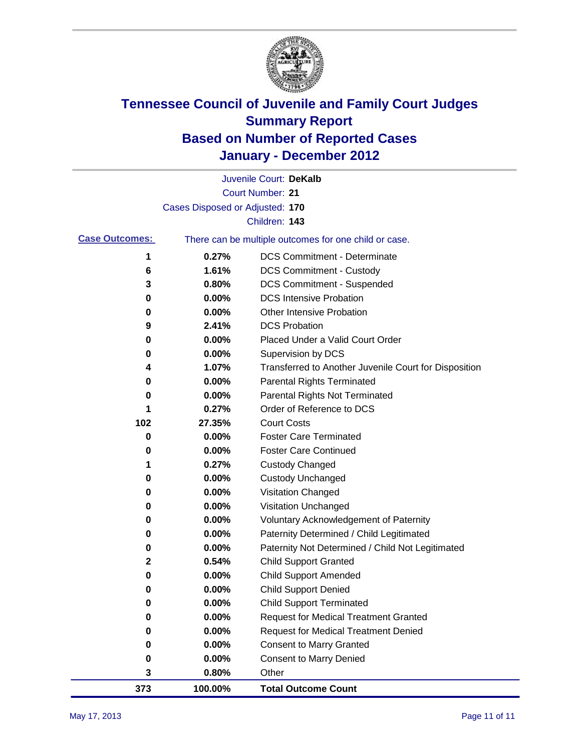# Tennessee Council of Juvenile and Family Court Judges
## Summary Report
## Based on Number of Reported Cases
## January - December 2012

Juvenile Court: **DeKalb**
Court Number: **21**
Cases Disposed or Adjusted: **170**
Children: **143**

**Case Outcomes:** There can be multiple outcomes for one child or case.

| | | |
|---|---|---|
| 1 | 0.27% | DCS Commitment - Determinate |
| 6 | 1.61% | DCS Commitment - Custody |
| 3 | 0.80% | DCS Commitment - Suspended |
| 0 | 0.00% | DCS Intensive Probation |
| 0 | 0.00% | Other Intensive Probation |
| 9 | 2.41% | DCS Probation |
| 0 | 0.00% | Placed Under a Valid Court Order |
| 0 | 0.00% | Supervision by DCS |
| 4 | 1.07% | Transferred to Another Juvenile Court for Disposition |
| 0 | 0.00% | Parental Rights Terminated |
| 0 | 0.00% | Parental Rights Not Terminated |
| 1 | 0.27% | Order of Reference to DCS |
| 102 | 27.35% | Court Costs |
| 0 | 0.00% | Foster Care Terminated |
| 0 | 0.00% | Foster Care Continued |
| 1 | 0.27% | Custody Changed |
| 0 | 0.00% | Custody Unchanged |
| 0 | 0.00% | Visitation Changed |
| 0 | 0.00% | Visitation Unchanged |
| 0 | 0.00% | Voluntary Acknowledgement of Paternity |
| 0 | 0.00% | Paternity Determined / Child Legitimated |
| 0 | 0.00% | Paternity Not Determined / Child Not Legitimated |
| 2 | 0.54% | Child Support Granted |
| 0 | 0.00% | Child Support Amended |
| 0 | 0.00% | Child Support Denied |
| 0 | 0.00% | Child Support Terminated |
| 0 | 0.00% | Request for Medical Treatment Granted |
| 0 | 0.00% | Request for Medical Treatment Denied |
| 0 | 0.00% | Consent to Marry Granted |
| 0 | 0.00% | Consent to Marry Denied |
| 3 | 0.80% | Other |
| **373** | **100.00%** | **Total Outcome Count** |